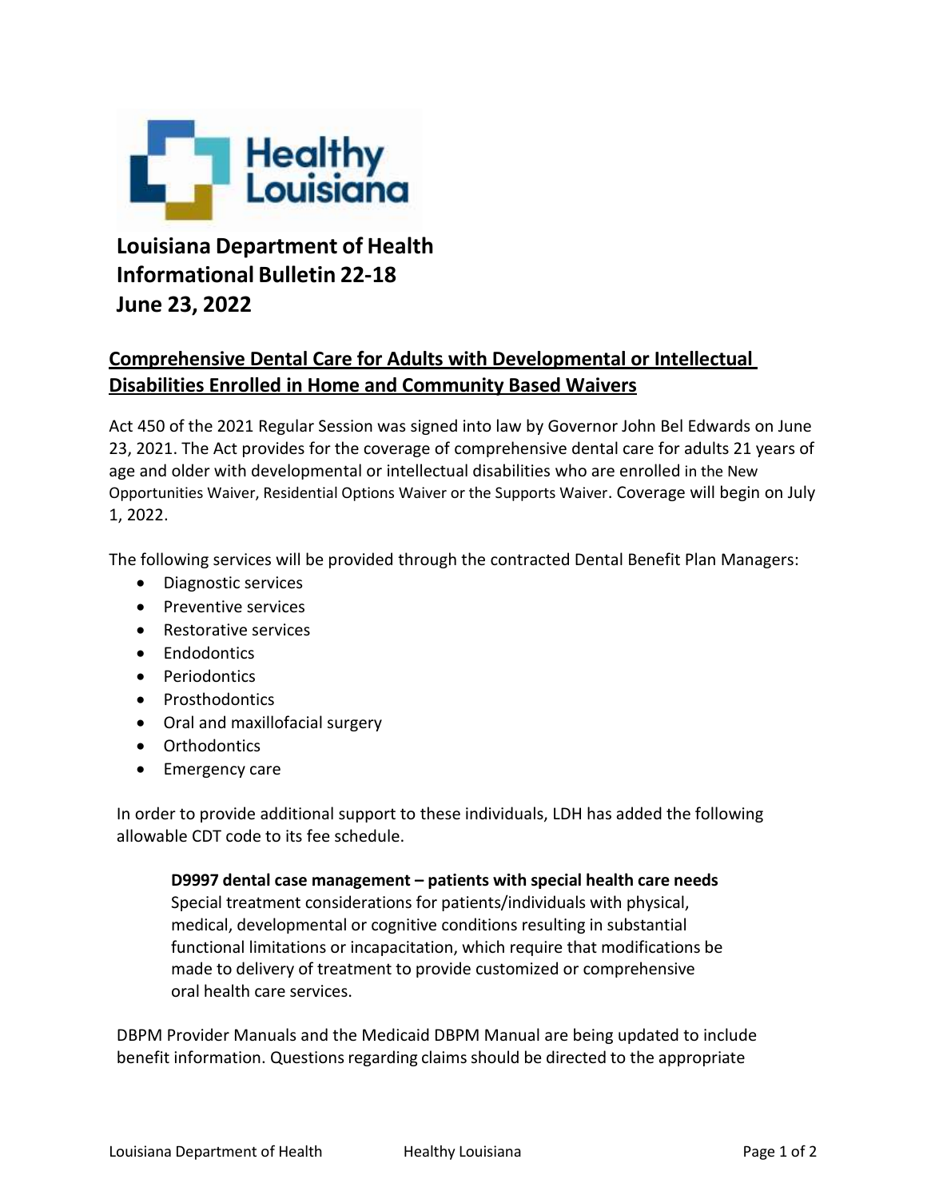# Louisiana Department of Health
# Informational Bulletin 22-18
# June 23, 2022

## Comprehensive Dental Care for Adults with Developmental or Intellectual Disabilities Enrolled in Home and Community Based Waivers

Act 450 of the 2021 Regular Session was signed into law by Governor John Bel Edwards on June 23, 2021. The Act provides for the coverage of comprehensive dental care for adults 21 years of age and older with developmental or intellectual disabilities who are enrolled in the New Opportunities Waiver, Residential Options Waiver or the Supports Waiver. Coverage will begin on July 1, 2022.

The following services will be provided through the contracted Dental Benefit Plan Managers:

- Diagnostic services
- Preventive services
- Restorative services
- Endodontics
- Periodontics
- Prosthodontics
- Oral and maxillofacial surgery
- Orthodontics
- Emergency care

In order to provide additional support to these individuals, LDH has added the following allowable CDT code to its fee schedule.

> **D9997 dental case management – patients with special health care needs**
> Special treatment considerations for patients/individuals with physical, medical, developmental or cognitive conditions resulting in substantial functional limitations or incapacitation, which require that modifications be made to delivery of treatment to provide customized or comprehensive oral health care services.

DBPM Provider Manuals and the Medicaid DBPM Manual are being updated to include benefit information. Questions regarding claims should be directed to the appropriate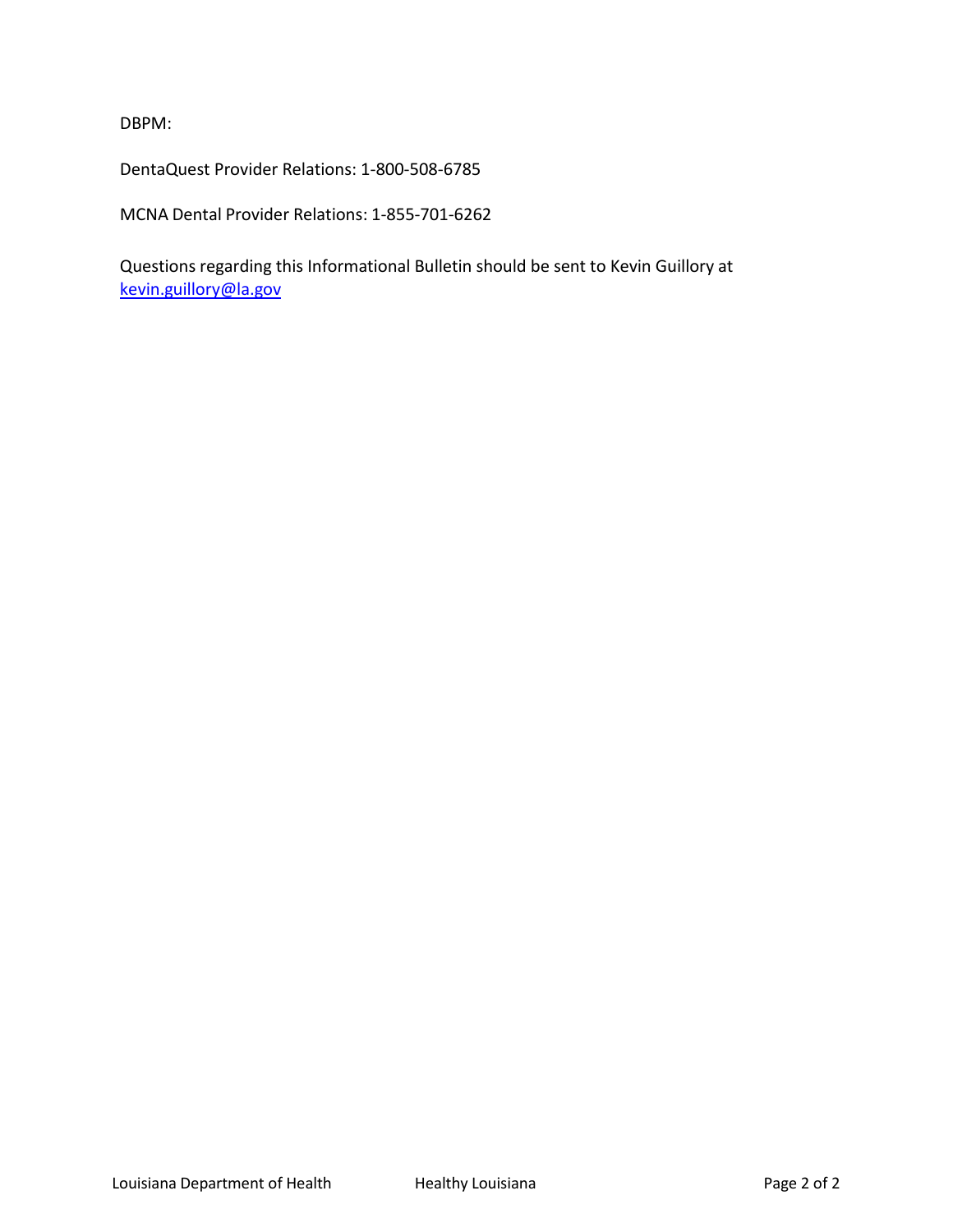DBPM:

DentaQuest Provider Relations: 1-800-508-6785

MCNA Dental Provider Relations: 1-855-701-6262

Questions regarding this Informational Bulletin should be sent to Kevin Guillory at kevin.guillory@la.gov